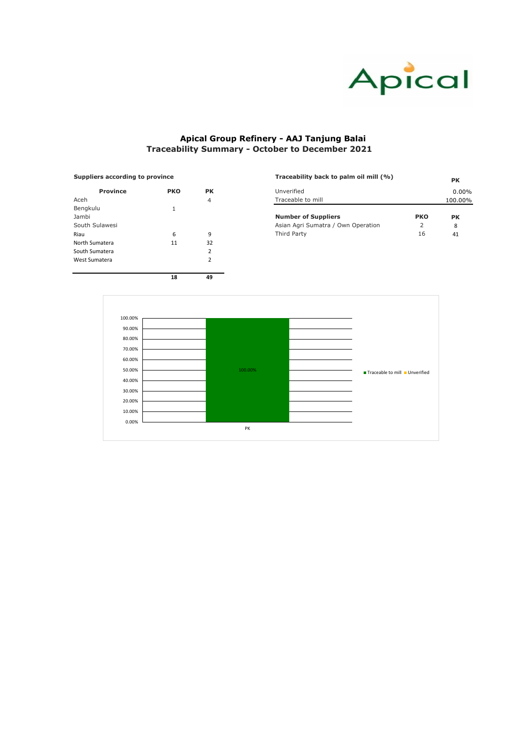# Apical Group Refinery - AAJ Tanjung Balai
## Traceability Summary - October to December 2021

**Suppliers according to province**

| Province | PKO | PK |
|---|---|---|
| Aceh | | 4 |
| Bengkulu | 1 | |
| Jambi | | |
| South Sulawesi | | |
| Riau | 6 | 9 |
| North Sumatera | 11 | 32 |
| South Sumatera | | 2 |
| West Sumatera | | 2 |
| | **18** | **49** |

**Traceability back to palm oil mill (%)**

| | PK |
|---|---|
| Unverified | 0.00% |
| Traceable to mill | 100.00% |

| **Number of Suppliers** | **PKO** | **PK** |
|---|---|---|
| Asian Agri Sumatra / Own Operation | 2 | 8 |
| Third Party | 16 | 41 |

100.00%

PK

Traceable to mill | Unverified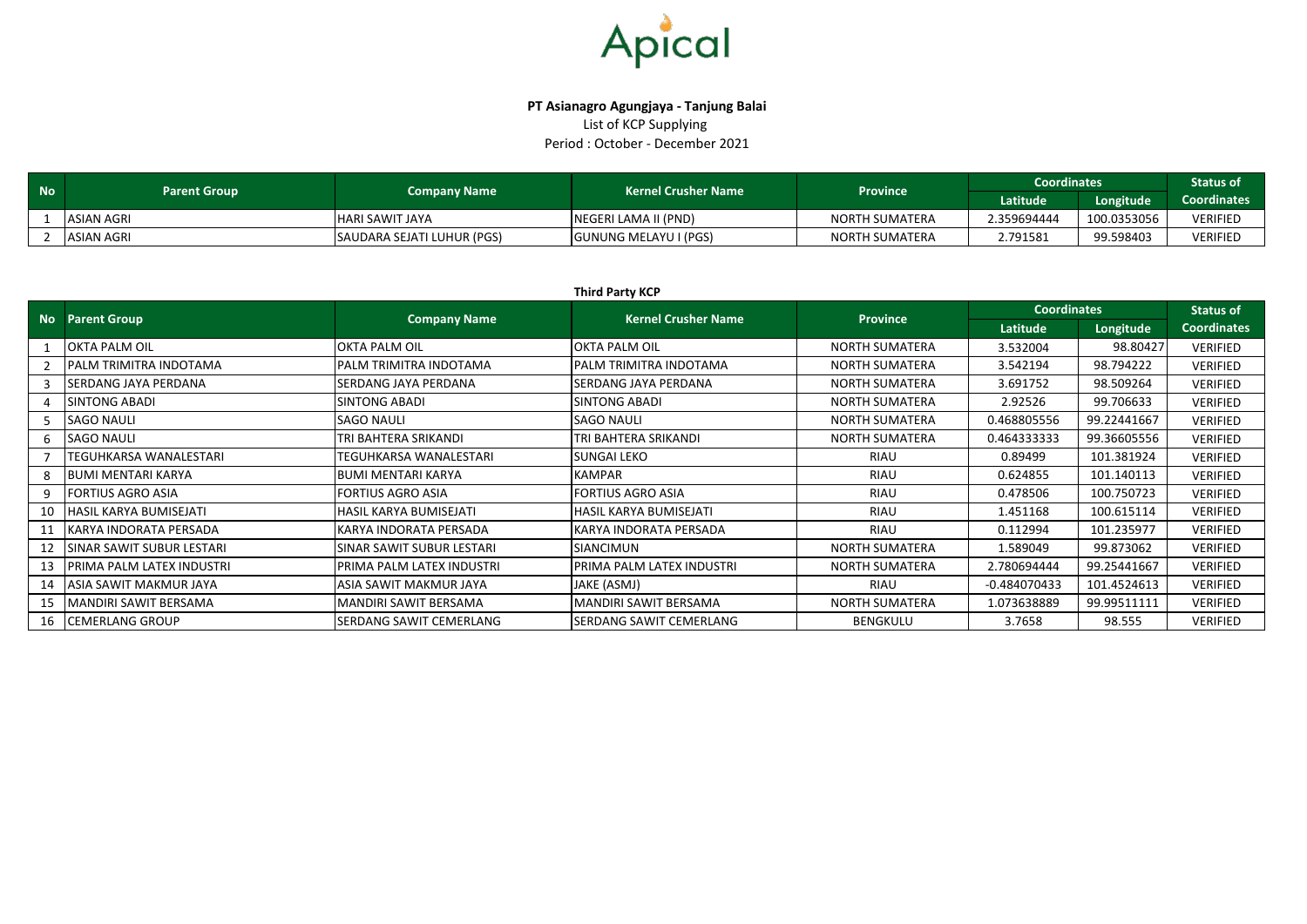Apical

**PT Asianagro Agungjaya - Tanjung Balai**

List of KCP Supplying

Period : October - December 2021

| No | Parent Group | Company Name | Kernel Crusher Name | Province | Coordinates | | Status of Coordinates |
|---|---|---|---|---|---|---|---|
| | | | | | Latitude | Longitude | |
| 1 | ASIAN AGRI | HARI SAWIT JAYA | NEGERI LAMA II (PND) | NORTH SUMATERA | 2.359694444 | 100.0353056 | VERIFIED |
| 2 | ASIAN AGRI | SAUDARA SEJATI LUHUR (PGS) | GUNUNG MELAYU I (PGS) | NORTH SUMATERA | 2.791581 | 99.598403 | VERIFIED |

**Third Party KCP**

| No | Parent Group | Company Name | Kernel Crusher Name | Province | Coordinates | | Status of Coordinates |
|---|---|---|---|---|---|---|---|
| | | | | | Latitude | Longitude | |
| 1 | OKTA PALM OIL | OKTA PALM OIL | OKTA PALM OIL | NORTH SUMATERA | 3.532004 | 98.80427 | VERIFIED |
| 2 | PALM TRIMITRA INDOTAMA | PALM TRIMITRA INDOTAMA | PALM TRIMITRA INDOTAMA | NORTH SUMATERA | 3.542194 | 98.794222 | VERIFIED |
| 3 | SERDANG JAYA PERDANA | SERDANG JAYA PERDANA | SERDANG JAYA PERDANA | NORTH SUMATERA | 3.691752 | 98.509264 | VERIFIED |
| 4 | SINTONG ABADI | SINTONG ABADI | SINTONG ABADI | NORTH SUMATERA | 2.92526 | 99.706633 | VERIFIED |
| 5 | SAGO NAULI | SAGO NAULI | SAGO NAULI | NORTH SUMATERA | 0.468805556 | 99.22441667 | VERIFIED |
| 6 | SAGO NAULI | TRI BAHTERA SRIKANDI | TRI BAHTERA SRIKANDI | NORTH SUMATERA | 0.464333333 | 99.36605556 | VERIFIED |
| 7 | TEGUHKARSA WANALESTARI | TEGUHKARSA WANALESTARI | SUNGAI LEKO | RIAU | 0.89499 | 101.381924 | VERIFIED |
| 8 | BUMI MENTARI KARYA | BUMI MENTARI KARYA | KAMPAR | RIAU | 0.624855 | 101.140113 | VERIFIED |
| 9 | FORTIUS AGRO ASIA | FORTIUS AGRO ASIA | FORTIUS AGRO ASIA | RIAU | 0.478506 | 100.750723 | VERIFIED |
| 10 | HASIL KARYA BUMISEJATI | HASIL KARYA BUMISEJATI | HASIL KARYA BUMISEJATI | RIAU | 1.451168 | 100.615114 | VERIFIED |
| 11 | KARYA INDORATA PERSADA | KARYA INDORATA PERSADA | KARYA INDORATA PERSADA | RIAU | 0.112994 | 101.235977 | VERIFIED |
| 12 | SINAR SAWIT SUBUR LESTARI | SINAR SAWIT SUBUR LESTARI | SIANCIMUN | NORTH SUMATERA | 1.589049 | 99.873062 | VERIFIED |
| 13 | PRIMA PALM LATEX INDUSTRI | PRIMA PALM LATEX INDUSTRI | PRIMA PALM LATEX INDUSTRI | NORTH SUMATERA | 2.780694444 | 99.25441667 | VERIFIED |
| 14 | ASIA SAWIT MAKMUR JAYA | ASIA SAWIT MAKMUR JAYA | JAKE (ASMJ) | RIAU | -0.484070433 | 101.4524613 | VERIFIED |
| 15 | MANDIRI SAWIT BERSAMA | MANDIRI SAWIT BERSAMA | MANDIRI SAWIT BERSAMA | NORTH SUMATERA | 1.073638889 | 99.99511111 | VERIFIED |
| 16 | CEMERLANG GROUP | SERDANG SAWIT CEMERLANG | SERDANG SAWIT CEMERLANG | BENGKULU | 3.7658 | 98.555 | VERIFIED |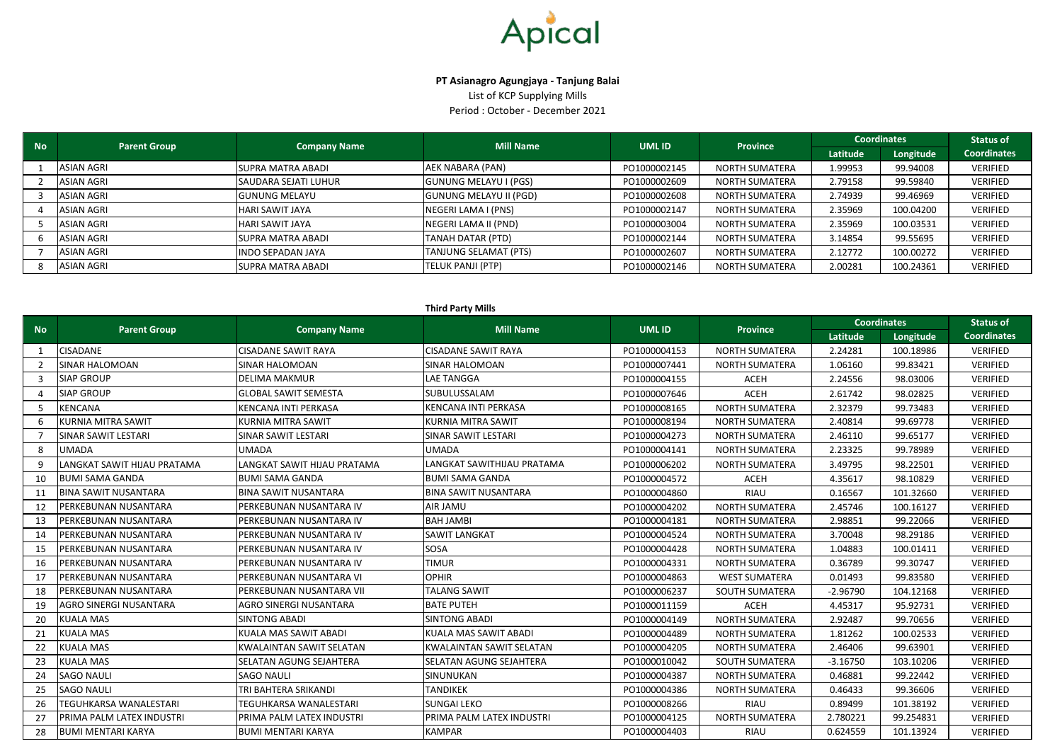Apical

**PT Asianagro Agungjaya - Tanjung Balai**

List of KCP Supplying Mills

Period : October - December 2021

| No | Parent Group | Company Name | Mill Name | UML ID | Province | Coordinates | | Status of Coordinates |
|---|---|---|---|---|---|---|---|---|
| | | | | | | Latitude | Longitude | |
| 1 | ASIAN AGRI | SUPRA MATRA ABADI | AEK NABARA (PAN) | PO1000002145 | NORTH SUMATERA | 1.99953 | 99.94008 | VERIFIED |
| 2 | ASIAN AGRI | SAUDARA SEJATI LUHUR | GUNUNG MELAYU I (PGS) | PO1000002609 | NORTH SUMATERA | 2.79158 | 99.59840 | VERIFIED |
| 3 | ASIAN AGRI | GUNUNG MELAYU | GUNUNG MELAYU II (PGD) | PO1000002608 | NORTH SUMATERA | 2.74939 | 99.46969 | VERIFIED |
| 4 | ASIAN AGRI | HARI SAWIT JAYA | NEGERI LAMA I (PNS) | PO1000002147 | NORTH SUMATERA | 2.35969 | 100.04200 | VERIFIED |
| 5 | ASIAN AGRI | HARI SAWIT JAYA | NEGERI LAMA II (PND) | PO1000003004 | NORTH SUMATERA | 2.35969 | 100.03531 | VERIFIED |
| 6 | ASIAN AGRI | SUPRA MATRA ABADI | TANAH DATAR (PTD) | PO1000002144 | NORTH SUMATERA | 3.14854 | 99.55695 | VERIFIED |
| 7 | ASIAN AGRI | INDO SEPADAN JAYA | TANJUNG SELAMAT (PTS) | PO1000002607 | NORTH SUMATERA | 2.12772 | 100.00272 | VERIFIED |
| 8 | ASIAN AGRI | SUPRA MATRA ABADI | TELUK PANJI (PTP) | PO1000002146 | NORTH SUMATERA | 2.00281 | 100.24361 | VERIFIED |

**Third Party Mills**

| No | Parent Group | Company Name | Mill Name | UML ID | Province | Coordinates | | Status of Coordinates |
|---|---|---|---|---|---|---|---|---|
| | | | | | | Latitude | Longitude | |
| 1 | CISADANE | CISADANE SAWIT RAYA | CISADANE SAWIT RAYA | PO1000004153 | NORTH SUMATERA | 2.24281 | 100.18986 | VERIFIED |
| 2 | SINAR HALOMOAN | SINAR HALOMOAN | SINAR HALOMOAN | PO1000007441 | NORTH SUMATERA | 1.06160 | 99.83421 | VERIFIED |
| 3 | SIAP GROUP | DELIMA MAKMUR | LAE TANGGA | PO1000004155 | ACEH | 2.24556 | 98.03006 | VERIFIED |
| 4 | SIAP GROUP | GLOBAL SAWIT SEMESTA | SUBULUSSALAM | PO1000007646 | ACEH | 2.61742 | 98.02825 | VERIFIED |
| 5 | KENCANA | KENCANA INTI PERKASA | KENCANA INTI PERKASA | PO1000008165 | NORTH SUMATERA | 2.32379 | 99.73483 | VERIFIED |
| 6 | KURNIA MITRA SAWIT | KURNIA MITRA SAWIT | KURNIA MITRA SAWIT | PO1000008194 | NORTH SUMATERA | 2.40814 | 99.69778 | VERIFIED |
| 7 | SINAR SAWIT LESTARI | SINAR SAWIT LESTARI | SINAR SAWIT LESTARI | PO1000004273 | NORTH SUMATERA | 2.46110 | 99.65177 | VERIFIED |
| 8 | UMADA | UMADA | UMADA | PO1000004141 | NORTH SUMATERA | 2.23325 | 99.78989 | VERIFIED |
| 9 | LANGKAT SAWIT HIJAU PRATAMA | LANGKAT SAWIT HIJAU PRATAMA | LANGKAT SAWITHIJAU PRATAMA | PO1000006202 | NORTH SUMATERA | 3.49795 | 98.22501 | VERIFIED |
| 10 | BUMI SAMA GANDA | BUMI SAMA GANDA | BUMI SAMA GANDA | PO1000004572 | ACEH | 4.35617 | 98.10829 | VERIFIED |
| 11 | BINA SAWIT NUSANTARA | BINA SAWIT NUSANTARA | BINA SAWIT NUSANTARA | PO1000004860 | RIAU | 0.16567 | 101.32660 | VERIFIED |
| 12 | PERKEBUNAN NUSANTARA | PERKEBUNAN NUSANTARA IV | AIR JAMU | PO1000004202 | NORTH SUMATERA | 2.45746 | 100.16127 | VERIFIED |
| 13 | PERKEBUNAN NUSANTARA | PERKEBUNAN NUSANTARA IV | BAH JAMBI | PO1000004181 | NORTH SUMATERA | 2.98851 | 99.22066 | VERIFIED |
| 14 | PERKEBUNAN NUSANTARA | PERKEBUNAN NUSANTARA IV | SAWIT LANGKAT | PO1000004524 | NORTH SUMATERA | 3.70048 | 98.29186 | VERIFIED |
| 15 | PERKEBUNAN NUSANTARA | PERKEBUNAN NUSANTARA IV | SOSA | PO1000004428 | NORTH SUMATERA | 1.04883 | 100.01411 | VERIFIED |
| 16 | PERKEBUNAN NUSANTARA | PERKEBUNAN NUSANTARA IV | TIMUR | PO1000004331 | NORTH SUMATERA | 0.36789 | 99.30747 | VERIFIED |
| 17 | PERKEBUNAN NUSANTARA | PERKEBUNAN NUSANTARA VI | OPHIR | PO1000004863 | WEST SUMATERA | 0.01493 | 99.83580 | VERIFIED |
| 18 | PERKEBUNAN NUSANTARA | PERKEBUNAN NUSANTARA VII | TALANG SAWIT | PO1000006237 | SOUTH SUMATERA | -2.96790 | 104.12168 | VERIFIED |
| 19 | AGRO SINERGI NUSANTARA | AGRO SINERGI NUSANTARA | BATE PUTEH | PO1000011159 | ACEH | 4.45317 | 95.92731 | VERIFIED |
| 20 | KUALA MAS | SINTONG ABADI | SINTONG ABADI | PO1000004149 | NORTH SUMATERA | 2.92487 | 99.70656 | VERIFIED |
| 21 | KUALA MAS | KUALA MAS SAWIT ABADI | KUALA MAS SAWIT ABADI | PO1000004489 | NORTH SUMATERA | 1.81262 | 100.02533 | VERIFIED |
| 22 | KUALA MAS | KWALAINTAN SAWIT SELATAN | KWALAINTAN SAWIT SELATAN | PO1000004205 | NORTH SUMATERA | 2.46406 | 99.63901 | VERIFIED |
| 23 | KUALA MAS | SELATAN AGUNG SEJAHTERA | SELATAN AGUNG SEJAHTERA | PO1000010042 | SOUTH SUMATERA | -3.16750 | 103.10206 | VERIFIED |
| 24 | SAGO NAULI | SAGO NAULI | SINUNUKAN | PO1000004387 | NORTH SUMATERA | 0.46881 | 99.22442 | VERIFIED |
| 25 | SAGO NAULI | TRI BAHTERA SRIKANDI | TANDIKEK | PO1000004386 | NORTH SUMATERA | 0.46433 | 99.36606 | VERIFIED |
| 26 | TEGUHKARSA WANALESTARI | TEGUHKARSA WANALESTARI | SUNGAI LEKO | PO1000008266 | RIAU | 0.89499 | 101.38192 | VERIFIED |
| 27 | PRIMA PALM LATEX INDUSTRI | PRIMA PALM LATEX INDUSTRI | PRIMA PALM LATEX INDUSTRI | PO1000004125 | NORTH SUMATERA | 2.780221 | 99.254831 | VERIFIED |
| 28 | BUMI MENTARI KARYA | BUMI MENTARI KARYA | KAMPAR | PO1000004403 | RIAU | 0.624559 | 101.13924 | VERIFIED |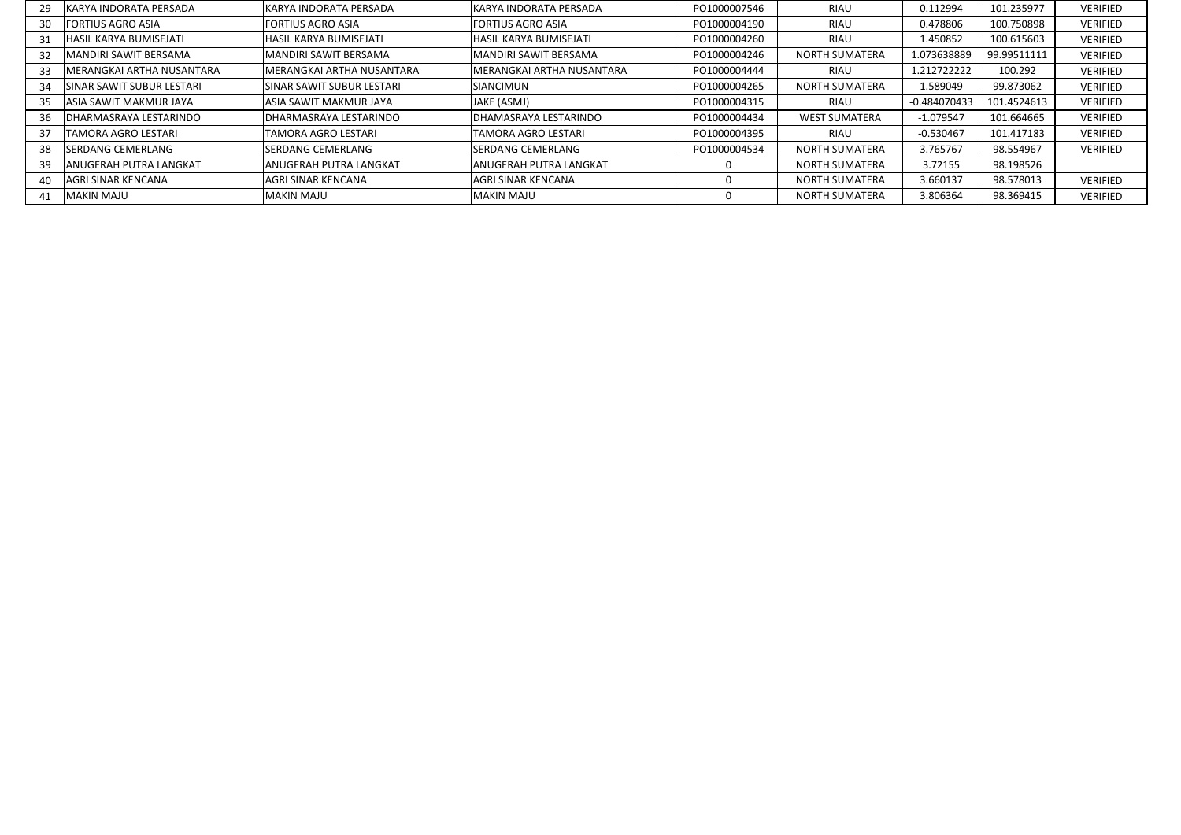| | | | | | | | | |
|---|---|---|---|---|---|---|---|---|
| 29 | KARYA INDORATA PERSADA | KARYA INDORATA PERSADA | KARYA INDORATA PERSADA | PO1000007546 | RIAU | 0.112994 | 101.235977 | VERIFIED |
| 30 | FORTIUS AGRO ASIA | FORTIUS AGRO ASIA | FORTIUS AGRO ASIA | PO1000004190 | RIAU | 0.478806 | 100.750898 | VERIFIED |
| 31 | HASIL KARYA BUMISEJATI | HASIL KARYA BUMISEJATI | HASIL KARYA BUMISEJATI | PO1000004260 | RIAU | 1.450852 | 100.615603 | VERIFIED |
| 32 | MANDIRI SAWIT BERSAMA | MANDIRI SAWIT BERSAMA | MANDIRI SAWIT BERSAMA | PO1000004246 | NORTH SUMATERA | 1.073638889 | 99.99511111 | VERIFIED |
| 33 | MERANGKAI ARTHA NUSANTARA | MERANGKAI ARTHA NUSANTARA | MERANGKAI ARTHA NUSANTARA | PO1000004444 | RIAU | 1.212722222 | 100.292 | VERIFIED |
| 34 | SINAR SAWIT SUBUR LESTARI | SINAR SAWIT SUBUR LESTARI | SIANCIMUN | PO1000004265 | NORTH SUMATERA | 1.589049 | 99.873062 | VERIFIED |
| 35 | ASIA SAWIT MAKMUR JAYA | ASIA SAWIT MAKMUR JAYA | JAKE (ASMJ) | PO1000004315 | RIAU | -0.484070433 | 101.4524613 | VERIFIED |
| 36 | DHARMASRAYA LESTARINDO | DHARMASRAYA LESTARINDO | DHAMASRAYA LESTARINDO | PO1000004434 | WEST SUMATERA | -1.079547 | 101.664665 | VERIFIED |
| 37 | TAMORA AGRO LESTARI | TAMORA AGRO LESTARI | TAMORA AGRO LESTARI | PO1000004395 | RIAU | -0.530467 | 101.417183 | VERIFIED |
| 38 | SERDANG CEMERLANG | SERDANG CEMERLANG | SERDANG CEMERLANG | PO1000004534 | NORTH SUMATERA | 3.765767 | 98.554967 | VERIFIED |
| 39 | ANUGERAH PUTRA LANGKAT | ANUGERAH PUTRA LANGKAT | ANUGERAH PUTRA LANGKAT | 0 | NORTH SUMATERA | 3.72155 | 98.198526 | |
| 40 | AGRI SINAR KENCANA | AGRI SINAR KENCANA | AGRI SINAR KENCANA | 0 | NORTH SUMATERA | 3.660137 | 98.578013 | VERIFIED |
| 41 | MAKIN MAJU | MAKIN MAJU | MAKIN MAJU | 0 | NORTH SUMATERA | 3.806364 | 98.369415 | VERIFIED |